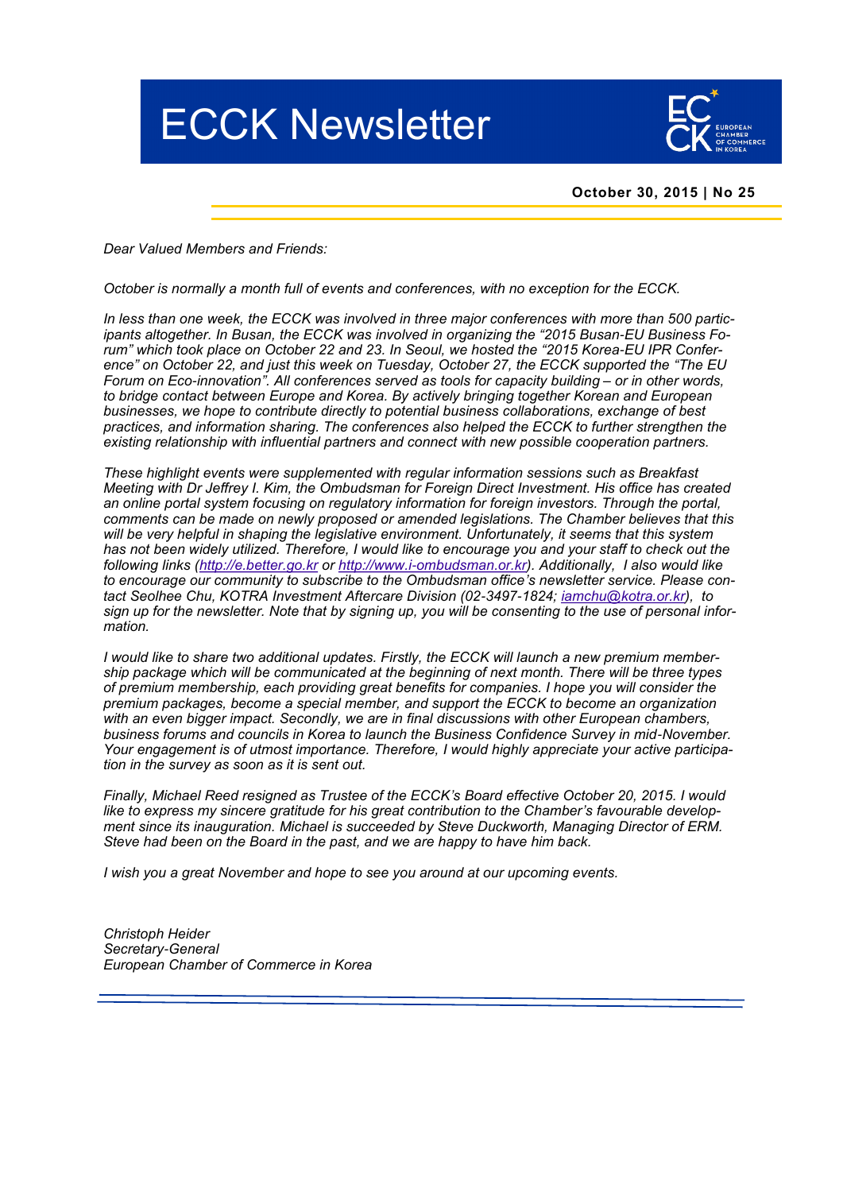# ECCK Newsletter

**October 30, 2015 | No 25**

*Dear Valued Members and Friends:*

*October is normally a month full of events and conferences, with no exception for the ECCK.*

*In less than one week, the ECCK was involved in three major conferences with more than 500 participants altogether. In Busan, the ECCK was involved in organizing the "2015 Busan-EU Business Forum" which took place on October 22 and 23. In Seoul, we hosted the "2015 Korea-EU IPR Conference" on October 22, and just this week on Tuesday, October 27, the ECCK supported the "The EU Forum on Eco-innovation". All conferences served as tools for capacity building – or in other words, to bridge contact between Europe and Korea. By actively bringing together Korean and European businesses, we hope to contribute directly to potential business collaborations, exchange of best practices, and information sharing. The conferences also helped the ECCK to further strengthen the existing relationship with influential partners and connect with new possible cooperation partners.*

*These highlight events were supplemented with regular information sessions such as Breakfast Meeting with Dr Jeffrey I. Kim, the Ombudsman for Foreign Direct Investment. His office has created an online portal system focusing on regulatory information for foreign investors. Through the portal, comments can be made on newly proposed or amended legislations. The Chamber believes that this will be very helpful in shaping the legislative environment. Unfortunately, it seems that this system has not been widely utilized. Therefore, I would like to encourage you and your staff to check out the following links (http://e.better.go.kr or http://www.i-ombudsman.or.kr). Additionally, I also would like to encourage our community to subscribe to the Ombudsman office's newsletter service. Please contact Seolhee Chu, KOTRA Investment Aftercare Division (02-3497-1824; iamchu@kotra.or.kr), to sign up for the newsletter. Note that by signing up, you will be consenting to the use of personal information.*

*I would like to share two additional updates. Firstly, the ECCK will launch a new premium membership package which will be communicated at the beginning of next month. There will be three types of premium membership, each providing great benefits for companies. I hope you will consider the premium packages, become a special member, and support the ECCK to become an organization with an even bigger impact. Secondly, we are in final discussions with other European chambers, business forums and councils in Korea to launch the Business Confidence Survey in mid-November. Your engagement is of utmost importance. Therefore, I would highly appreciate your active participation in the survey as soon as it is sent out.*

*Finally, Michael Reed resigned as Trustee of the ECCK's Board effective October 20, 2015. I would like to express my sincere gratitude for his great contribution to the Chamber's favourable development since its inauguration. Michael is succeeded by Steve Duckworth, Managing Director of ERM. Steve had been on the Board in the past, and we are happy to have him back.*

*I wish you a great November and hope to see you around at our upcoming events.*

*Christoph Heider*
*Secretary-General*
*European Chamber of Commerce in Korea*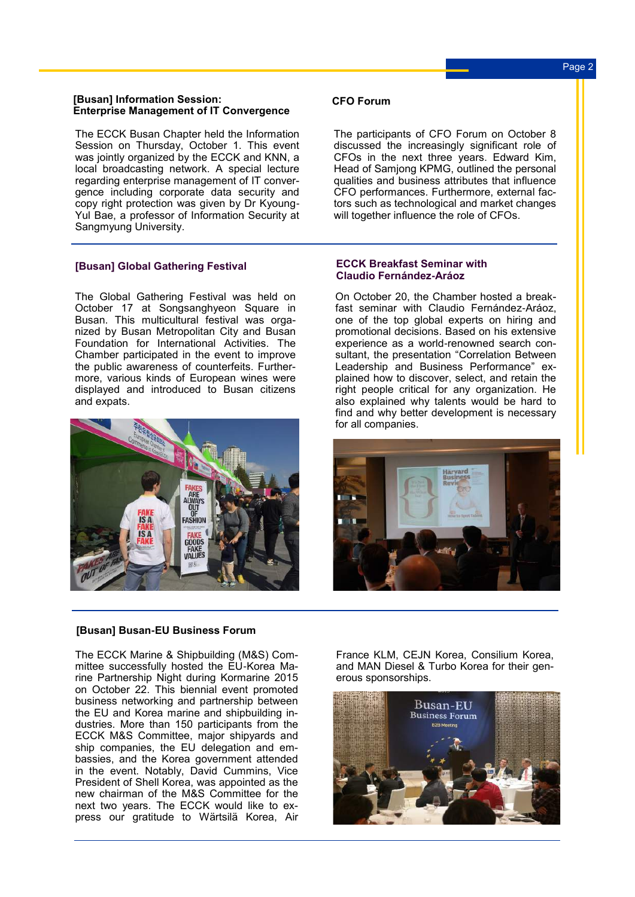## [Busan] Information Session: Enterprise Management of IT Convergence

The ECCK Busan Chapter held the Information Session on Thursday, October 1. This event was jointly organized by the ECCK and KNN, a local broadcasting network. A special lecture regarding enterprise management of IT convergence including corporate data security and copy right protection was given by Dr Kyoung-Yul Bae, a professor of Information Security at Sangmyung University.

## CFO Forum

The participants of CFO Forum on October 8 discussed the increasingly significant role of CFOs in the next three years. Edward Kim, Head of Samjong KPMG, outlined the personal qualities and business attributes that influence CFO performances. Furthermore, external factors such as technological and market changes will together influence the role of CFOs.

## [Busan] Global Gathering Festival

The Global Gathering Festival was held on October 17 at Songsanghyeon Square in Busan. This multicultural festival was organized by Busan Metropolitan City and Busan Foundation for International Activities. The Chamber participated in the event to improve the public awareness of counterfeits. Furthermore, various kinds of European wines were displayed and introduced to Busan citizens and expats.

## ECCK Breakfast Seminar with Claudio Fernández-Aráoz

On October 20, the Chamber hosted a breakfast seminar with Claudio Fernández-Aráoz, one of the top global experts on hiring and promotional decisions. Based on his extensive experience as a world-renowned search consultant, the presentation “Correlation Between Leadership and Business Performance” explained how to discover, select, and retain the right people critical for any organization. He also explained why talents would be hard to find and why better development is necessary for all companies.

## [Busan] Busan-EU Business Forum

The ECCK Marine & Shipbuilding (M&S) Committee successfully hosted the EU-Korea Marine Partnership Night during Kormarine 2015 on October 22. This biennial event promoted business networking and partnership between the EU and Korea marine and shipbuilding industries. More than 150 participants from the ECCK M&S Committee, major shipyards and ship companies, the EU delegation and embassies, and the Korea government attended in the event. Notably, David Cummins, Vice President of Shell Korea, was appointed as the new chairman of the M&S Committee for the next two years. The ECCK would like to express our gratitude to Wärtsilä Korea, Air France KLM, CEJN Korea, Consilium Korea, and MAN Diesel & Turbo Korea for their generous sponsorships.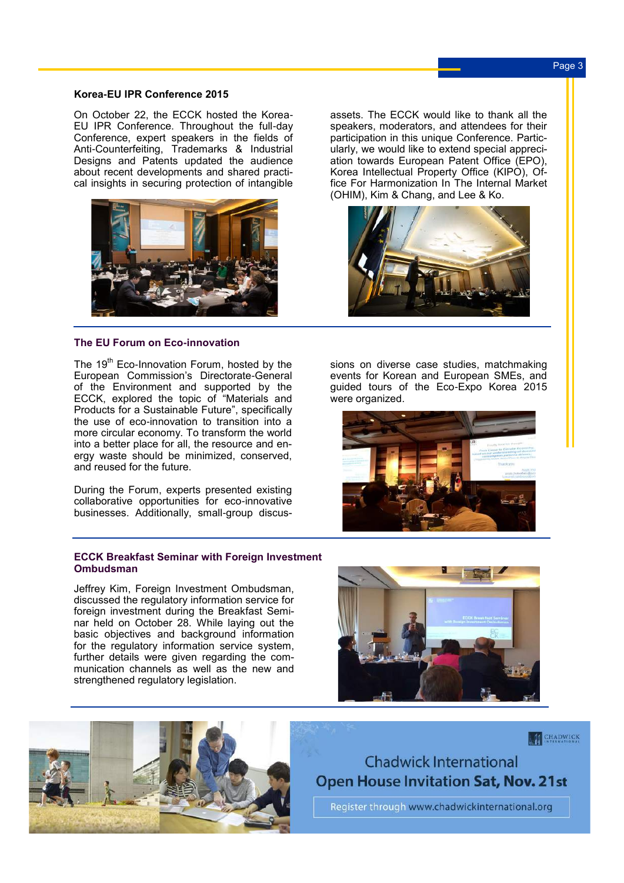## Korea-EU IPR Conference 2015

On October 22, the ECCK hosted the Korea-EU IPR Conference. Throughout the full-day Conference, expert speakers in the fields of Anti-Counterfeiting, Trademarks & Industrial Designs and Patents updated the audience about recent developments and shared practical insights in securing protection of intangible assets. The ECCK would like to thank all the speakers, moderators, and attendees for their participation in this unique Conference. Particularly, we would like to extend special appreciation towards European Patent Office (EPO), Korea Intellectual Property Office (KIPO), Office For Harmonization In The Internal Market (OHIM), Kim & Chang, and Lee & Ko.

## The EU Forum on Eco-innovation

The 19th Eco-Innovation Forum, hosted by the European Commission's Directorate-General of the Environment and supported by the ECCK, explored the topic of "Materials and Products for a Sustainable Future", specifically the use of eco-innovation to transition into a more circular economy. To transform the world into a better place for all, the resource and energy waste should be minimized, conserved, and reused for the future.

During the Forum, experts presented existing collaborative opportunities for eco-innovative businesses. Additionally, small-group discussions on diverse case studies, matchmaking events for Korean and European SMEs, and guided tours of the Eco-Expo Korea 2015 were organized.

## ECCK Breakfast Seminar with Foreign Investment Ombudsman

Jeffrey Kim, Foreign Investment Ombudsman, discussed the regulatory information service for foreign investment during the Breakfast Seminar held on October 28. While laying out the basic objectives and background information for the regulatory information service system, further details were given regarding the communication channels as well as the new and strengthened regulatory legislation.

Chadwick International

**Open House Invitation Sat, Nov. 21st**

Register through www.chadwickinternational.org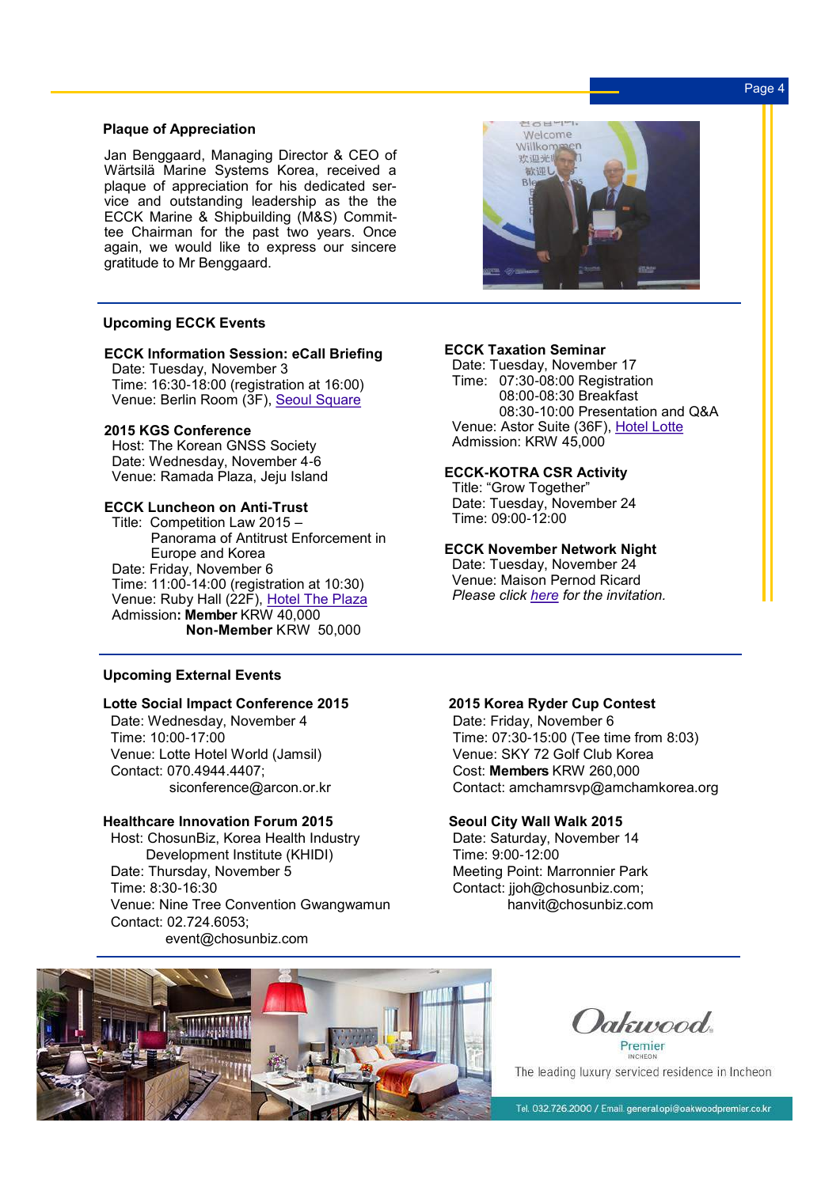## Plaque of Appreciation

Jan Benggaard, Managing Director & CEO of Wärtsilä Marine Systems Korea, received a plaque of appreciation for his dedicated service and outstanding leadership as the the ECCK Marine & Shipbuilding (M&S) Committee Chairman for the past two years. Once again, we would like to express our sincere gratitude to Mr Benggaard.

## Upcoming ECCK Events

**ECCK Information Session: eCall Briefing**
Date: Tuesday, November 3
Time: 16:30-18:00 (registration at 16:00)
Venue: Berlin Room (3F), Seoul Square

**2015 KGS Conference**
Host: The Korean GNSS Society
Date: Wednesday, November 4-6
Venue: Ramada Plaza, Jeju Island

**ECCK Luncheon on Anti-Trust**
Title: Competition Law 2015 – Panorama of Antitrust Enforcement in Europe and Korea
Date: Friday, November 6
Time: 11:00-14:00 (registration at 10:30)
Venue: Ruby Hall (22F), Hotel The Plaza
Admission: **Member** KRW 40,000
**Non-Member** KRW 50,000

**ECCK Taxation Seminar**
Date: Tuesday, November 17
Time: 07:30-08:00 Registration
08:00-08:30 Breakfast
08:30-10:00 Presentation and Q&A
Venue: Astor Suite (36F), Hotel Lotte
Admission: KRW 45,000

**ECCK-KOTRA CSR Activity**
Title: "Grow Together"
Date: Tuesday, November 24
Time: 09:00-12:00

**ECCK November Network Night**
Date: Tuesday, November 24
Venue: Maison Pernod Ricard
*Please click here for the invitation.*

## Upcoming External Events

**Lotte Social Impact Conference 2015**
Date: Wednesday, November 4
Time: 10:00-17:00
Venue: Lotte Hotel World (Jamsil)
Contact: 070.4944.4407;
siconference@arcon.or.kr

**Healthcare Innovation Forum 2015**
Host: ChosunBiz, Korea Health Industry Development Institute (KHIDI)
Date: Thursday, November 5
Time: 8:30-16:30
Venue: Nine Tree Convention Gwangwamun
Contact: 02.724.6053;
event@chosunbiz.com

**2015 Korea Ryder Cup Contest**
Date: Friday, November 6
Time: 07:30-15:00 (Tee time from 8:03)
Venue: SKY 72 Golf Club Korea
Cost: **Members** KRW 260,000
Contact: amchamrsvp@amchamkorea.org

**Seoul City Wall Walk 2015**
Date: Saturday, November 14
Time: 9:00-12:00
Meeting Point: Marronnier Park
Contact: jjoh@chosunbiz.com;
hanvit@chosunbiz.com

Oakwood Premier INCHEON
The leading luxury serviced residence in Incheon
Tel. 032.726.2000 / Email. generalopi@oakwoodpremier.co.kr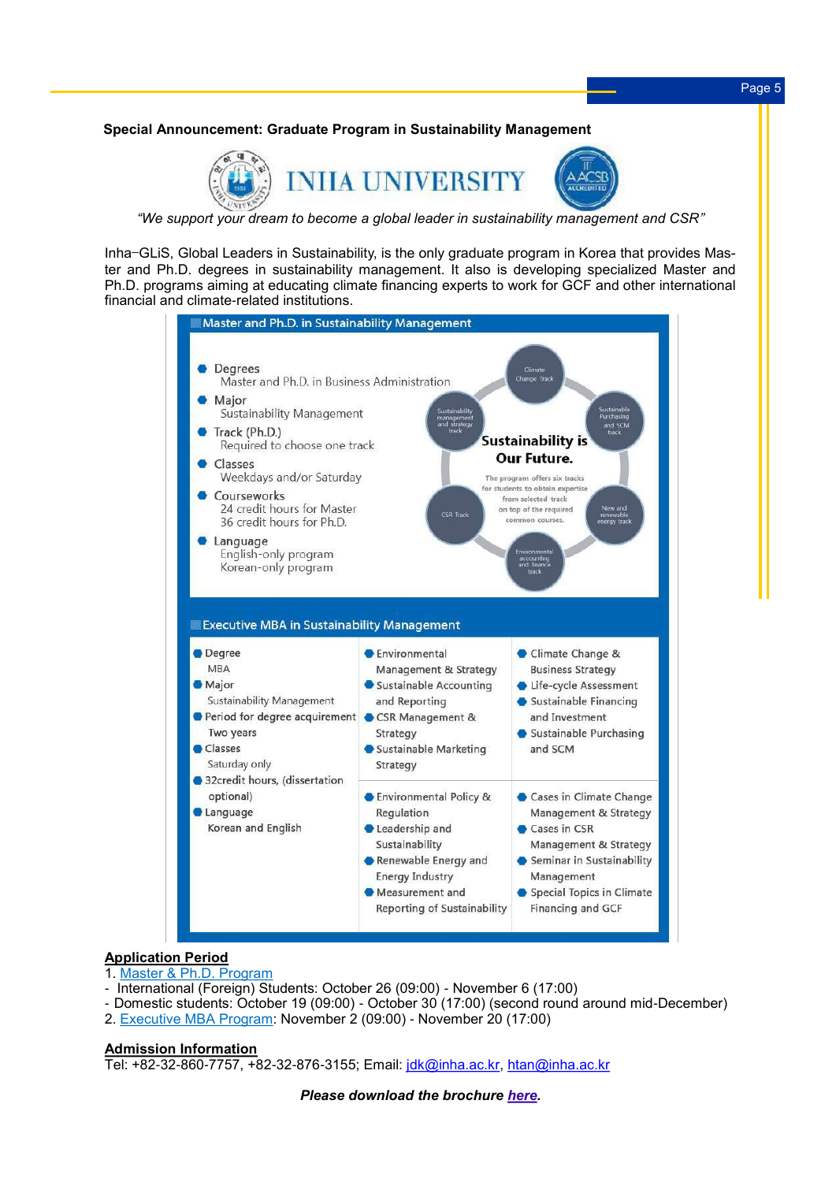**Special Announcement: Graduate Program in Sustainability Management**

INHA UNIVERSITY

*"We support your dream to become a global leader in sustainability management and CSR"*

Inha-GLiS, Global Leaders in Sustainability, is the only graduate program in Korea that provides Master and Ph.D. degrees in sustainability management. It also is developing specialized Master and Ph.D. programs aiming at educating climate financing experts to work for GCF and other international financial and climate-related institutions.

### Master and Ph.D. in Sustainability Management

- Degrees
  Master and Ph.D. in Business Administration
- Major
  Sustainability Management
- Track (Ph.D.)
  Required to choose one track
- Classes
  Weekdays and/or Saturday
- Courseworks
  24 credit hours for Master
  36 credit hours for Ph.D.
- Language
  English-only program
  Korean-only program

**Sustainability is Our Future.**

The program offers six tracks for students to obtain expertise from selected track on top of the required common courses.

- Climate Change Track
- Sustainable Purchasing and SCM track
- New and renewable energy track
- Environmental accounting and finance track
- CSR Track
- Sustainability management and strategy track

### Executive MBA in Sustainability Management

- Degree
  MBA
- Major
  Sustainability Management
- Period for degree acquirement
  Two years
- Classes
  Saturday only
- 32credit hours, (dissertation optional)
- Language
  Korean and English

- Environmental Management & Strategy
- Sustainable Accounting and Reporting
- CSR Management & Strategy
- Sustainable Marketing Strategy
- Climate Change & Business Strategy
- Life-cycle Assessment
- Sustainable Financing and Investment
- Sustainable Purchasing and SCM
- Environmental Policy & Regulation
- Leadership and Sustainability
- Renewable Energy and Energy Industry
- Measurement and Reporting of Sustainability
- Cases in Climate Change Management & Strategy
- Cases in CSR Management & Strategy
- Seminar in Sustainability Management
- Special Topics in Climate Financing and GCF

**Application Period**

1. Master & Ph.D. Program
- International (Foreign) Students: October 26 (09:00) - November 6 (17:00)
- Domestic students: October 19 (09:00) - October 30 (17:00) (second round around mid-December)

2. Executive MBA Program: November 2 (09:00) - November 20 (17:00)

**Admission Information**

Tel: +82-32-860-7757, +82-32-876-3155; Email: jdk@inha.ac.kr, htan@inha.ac.kr

***Please download the brochure here.***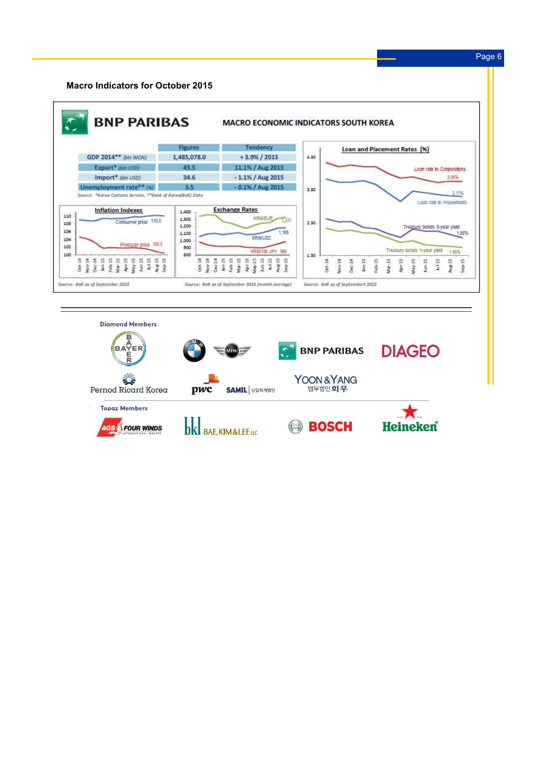## Macro Indicators for October 2015

**BNP PARIBAS** — MACRO ECONOMIC INDICATORS SOUTH KOREA

| | Figures | Tendency |
|---|---|---|
| GDP 2014** *(bln WON)* | 1,485,078.0 | + 3.9% / 2013 |
| Export* *(bln USD)* | 43.5 | 11.1% / Aug 2015 |
| Import* *(bln USD)* | 34.6 | - 1.1% / Aug 2015 |
| Unemployment rate** *(%)* | 3.5 | - 0.1% / Aug 2015 |

*Source: \*Korea Customs Service, \*\*Bank of Korea(BoK) Data*

**Inflation Indexes**

Consumer price 110.0

Producer price 100.5

*Source: BoK as of September 2015*

**Exchange Rates**

KRW/EUR 1,331

KRW/USD 1,185

KRW/100 JPY 986

*Source: BoK as of September 2015 (month average)*

**Loan and Placement Rates (%)**

Loan rate to Corporations 3.56%

Loan rate to Households 3.11%

Treasury bonds 5-year yield 1.85%

Treasury bonds 1-year yield 1.55%

*Source: BoK as of Septembert 2015*

---

**Diamond Members**

Bayer, BMW, MINI, BNP Paribas, Diageo, Pernod Ricard Korea, pwc, SAMIL 삼일회계법인, Yoon & Yang 법무법인 화우

**Topaz Members**

AGS Four Winds International Movers, bkl Bae, Kim & Lee LLC, Bosch, Heineken